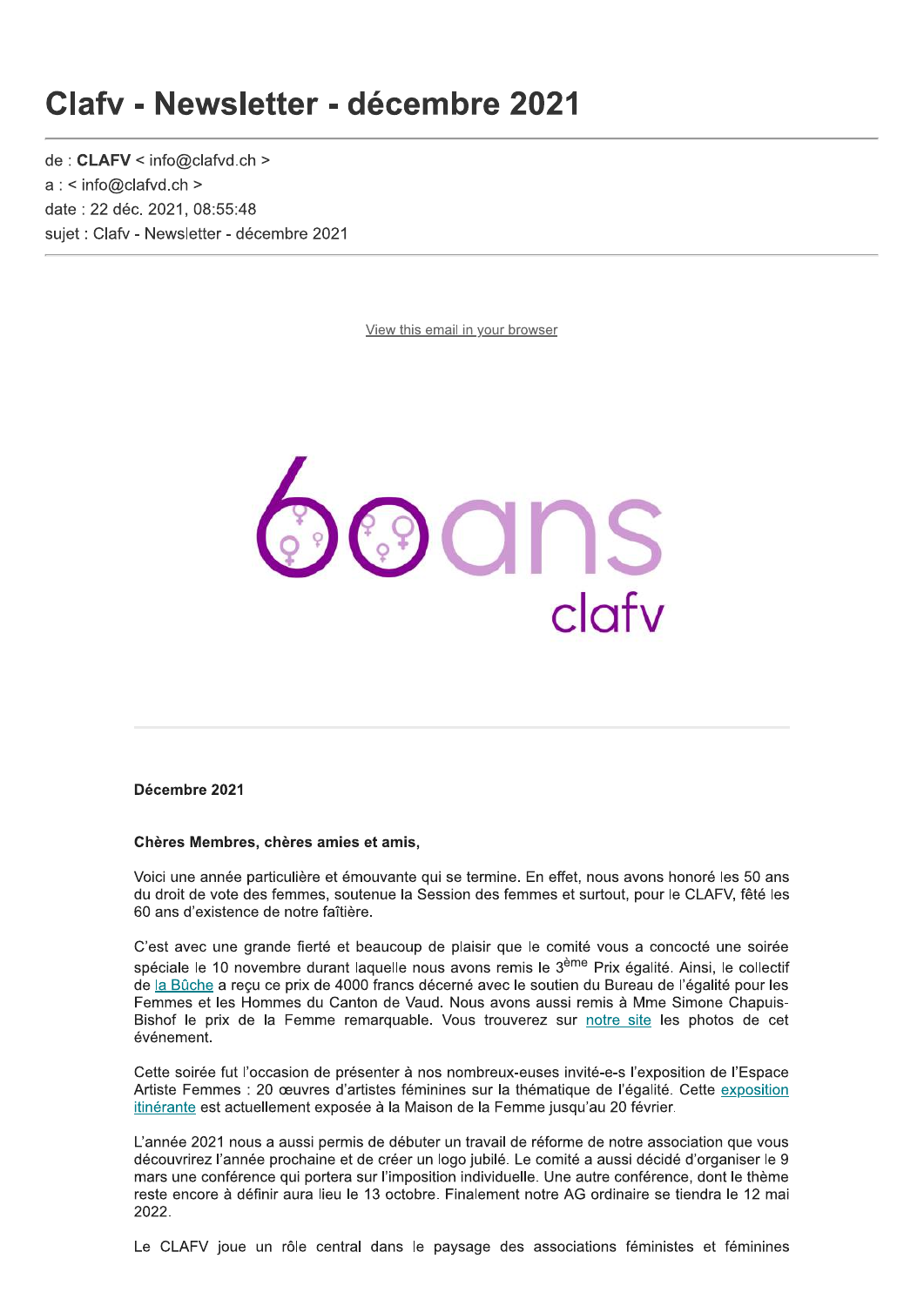# Clafv - Newsletter - décembre 2021

de : **CLAFV** < info@clafvd.ch >
a : < info@clafvd.ch >
date : 22 déc. 2021, 08:55:48
sujet : Clafv - Newsletter - décembre 2021

View this email in your browser

60ans clafv

**Décembre 2021**

**Chères Membres, chères amies et amis,**

Voici une année particulière et émouvante qui se termine. En effet, nous avons honoré les 50 ans du droit de vote des femmes, soutenue la Session des femmes et surtout, pour le CLAFV, fêté les 60 ans d'existence de notre faîtière.

C'est avec une grande fierté et beaucoup de plaisir que le comité vous a concocté une soirée spéciale le 10 novembre durant laquelle nous avons remis le 3ème Prix égalité. Ainsi, le collectif de la Bûche a reçu ce prix de 4000 francs décerné avec le soutien du Bureau de l'égalité pour les Femmes et les Hommes du Canton de Vaud. Nous avons aussi remis à Mme Simone Chapuis-Bishof le prix de la Femme remarquable. Vous trouverez sur notre site les photos de cet événement.

Cette soirée fut l'occasion de présenter à nos nombreux-euses invité-e-s l'exposition de l'Espace Artiste Femmes : 20 œuvres d'artistes féminines sur la thématique de l'égalité. Cette exposition itinérante est actuellement exposée à la Maison de la Femme jusqu'au 20 février.

L'année 2021 nous a aussi permis de débuter un travail de réforme de notre association que vous découvrirez l'année prochaine et de créer un logo jubilé. Le comité a aussi décidé d'organiser le 9 mars une conférence qui portera sur l'imposition individuelle. Une autre conférence, dont le thème reste encore à définir aura lieu le 13 octobre. Finalement notre AG ordinaire se tiendra le 12 mai 2022.

Le CLAFV joue un rôle central dans le paysage des associations féministes et féminines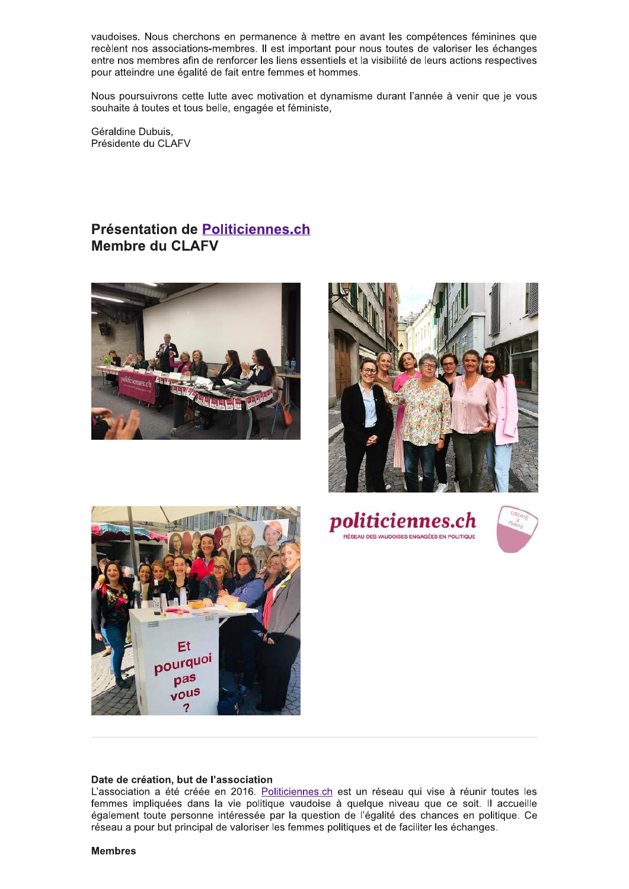vaudoises. Nous cherchons en permanence à mettre en avant les compétences féminines que recèlent nos associations-membres. Il est important pour nous toutes de valoriser les échanges entre nos membres afin de renforcer les liens essentiels et la visibilité de leurs actions respectives pour atteindre une égalité de fait entre femmes et hommes.

Nous poursuivrons cette lutte avec motivation et dynamisme durant l'année à venir que je vous souhaite à toutes et tous belle, engagée et féministe,

Géraldine Dubuis,
Présidente du CLAFV

## Présentation de Politiciennes.ch
## Membre du CLAFV

---

**Date de création, but de l'association**

L'association a été créée en 2016. Politiciennes.ch est un réseau qui vise à réunir toutes les femmes impliquées dans la vie politique vaudoise à quelque niveau que ce soit. Il accueille également toute personne intéressée par la question de l'égalité des chances en politique. Ce réseau a pour but principal de valoriser les femmes politiques et de faciliter les échanges.

**Membres**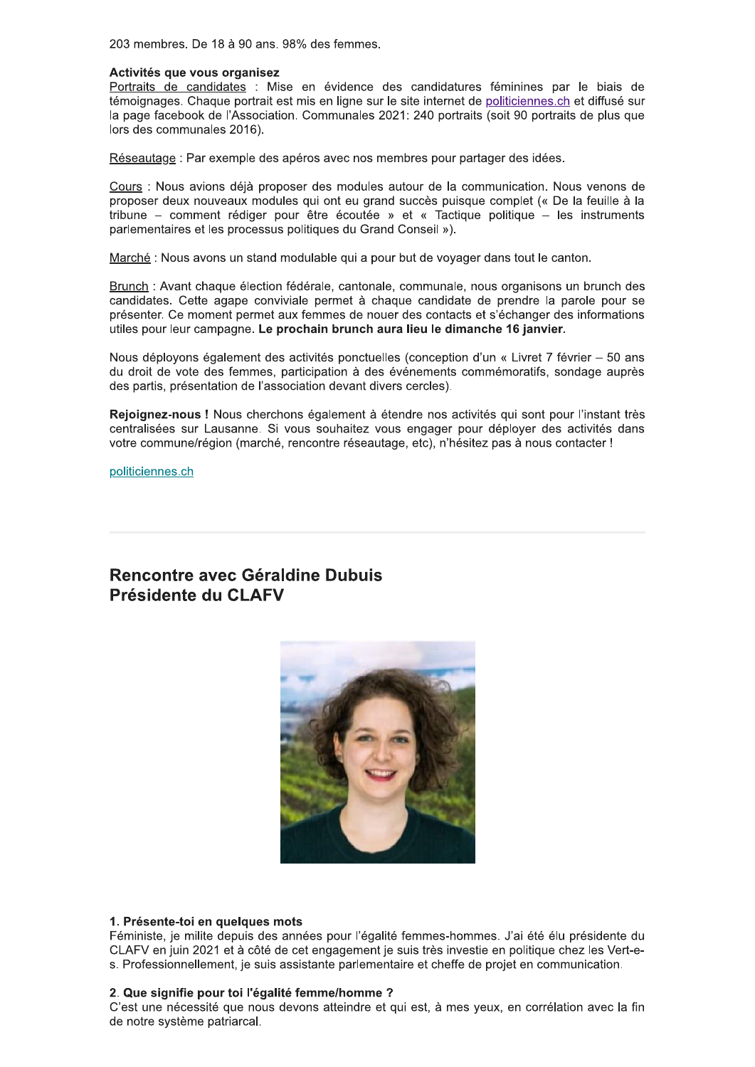203 membres. De 18 à 90 ans. 98% des femmes.

**Activités que vous organisez**
Portraits de candidates : Mise en évidence des candidatures féminines par le biais de témoignages. Chaque portrait est mis en ligne sur le site internet de politiciennes.ch et diffusé sur la page facebook de l'Association. Communales 2021: 240 portraits (soit 90 portraits de plus que lors des communales 2016).

Réseautage : Par exemple des apéros avec nos membres pour partager des idées.

Cours : Nous avions déjà proposer des modules autour de la communication. Nous venons de proposer deux nouveaux modules qui ont eu grand succès puisque complet (« De la feuille à la tribune – comment rédiger pour être écoutée » et « Tactique politique – les instruments parlementaires et les processus politiques du Grand Conseil »).

Marché : Nous avons un stand modulable qui a pour but de voyager dans tout le canton.

Brunch : Avant chaque élection fédérale, cantonale, communale, nous organisons un brunch des candidates. Cette agape conviviale permet à chaque candidate de prendre la parole pour se présenter. Ce moment permet aux femmes de nouer des contacts et s'échanger des informations utiles pour leur campagne. **Le prochain brunch aura lieu le dimanche 16 janvier.**

Nous déployons également des activités ponctuelles (conception d'un « Livret 7 février – 50 ans du droit de vote des femmes, participation à des événements commémoratifs, sondage auprès des partis, présentation de l'association devant divers cercles).

**Rejoignez-nous !** Nous cherchons également à étendre nos activités qui sont pour l'instant très centralisées sur Lausanne. Si vous souhaitez vous engager pour déployer des activités dans votre commune/région (marché, rencontre réseautage, etc), n'hésitez pas à nous contacter !

politiciennes.ch

---

## Rencontre avec Géraldine Dubuis
## Présidente du CLAFV

**1. Présente-toi en quelques mots**
Féministe, je milite depuis des années pour l'égalité femmes-hommes. J'ai été élu présidente du CLAFV en juin 2021 et à côté de cet engagement je suis très investie en politique chez les Vert-e-s. Professionnellement, je suis assistante parlementaire et cheffe de projet en communication.

**2. Que signifie pour toi l'égalité femme/homme ?**
C'est une nécessité que nous devons atteindre et qui est, à mes yeux, en corrélation avec la fin de notre système patriarcal.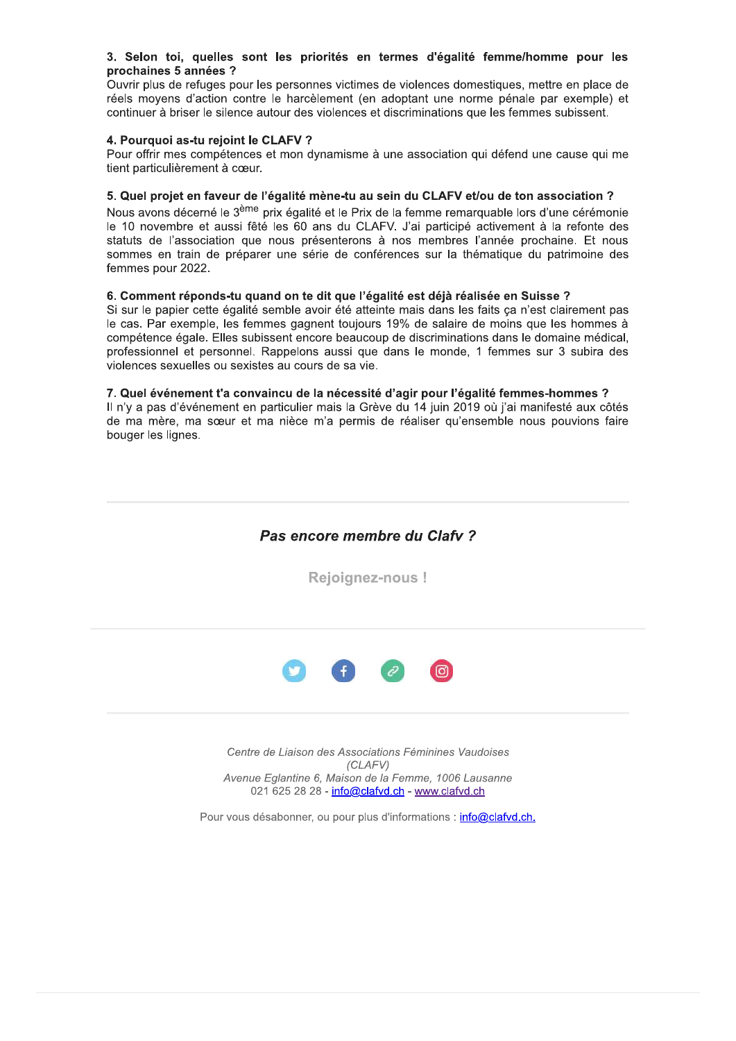**3. Selon toi, quelles sont les priorités en termes d'égalité femme/homme pour les prochaines 5 années ?**

Ouvrir plus de refuges pour les personnes victimes de violences domestiques, mettre en place de réels moyens d'action contre le harcèlement (en adoptant une norme pénale par exemple) et continuer à briser le silence autour des violences et discriminations que les femmes subissent.

**4. Pourquoi as-tu rejoint le CLAFV ?**

Pour offrir mes compétences et mon dynamisme à une association qui défend une cause qui me tient particulièrement à cœur.

**5. Quel projet en faveur de l'égalité mène-tu au sein du CLAFV et/ou de ton association ?**

Nous avons décerné le 3ème prix égalité et le Prix de la femme remarquable lors d'une cérémonie le 10 novembre et aussi fêté les 60 ans du CLAFV. J'ai participé activement à la refonte des statuts de l'association que nous présenterons à nos membres l'année prochaine. Et nous sommes en train de préparer une série de conférences sur la thématique du patrimoine des femmes pour 2022.

**6. Comment réponds-tu quand on te dit que l'égalité est déjà réalisée en Suisse ?**

Si sur le papier cette égalité semble avoir été atteinte mais dans les faits ça n'est clairement pas le cas. Par exemple, les femmes gagnent toujours 19% de salaire de moins que les hommes à compétence égale. Elles subissent encore beaucoup de discriminations dans le domaine médical, professionnel et personnel. Rappelons aussi que dans le monde, 1 femmes sur 3 subira des violences sexuelles ou sexistes au cours de sa vie.

**7. Quel événement t'a convaincu de la nécessité d'agir pour l'égalité femmes-hommes ?**

Il n'y a pas d'événement en particulier mais la Grève du 14 juin 2019 où j'ai manifesté aux côtés de ma mère, ma sœur et ma nièce m'a permis de réaliser qu'ensemble nous pouvions faire bouger les lignes.

---

***Pas encore membre du Clafv ?***

**Rejoignez-nous !**

---

*Centre de Liaison des Associations Féminines Vaudoises (CLAFV)*
*Avenue Eglantine 6, Maison de la Femme, 1006 Lausanne*
021 625 28 28 - info@clafvd.ch - www.clafvd.ch

Pour vous désabonner, ou pour plus d'informations : info@clafvd.ch.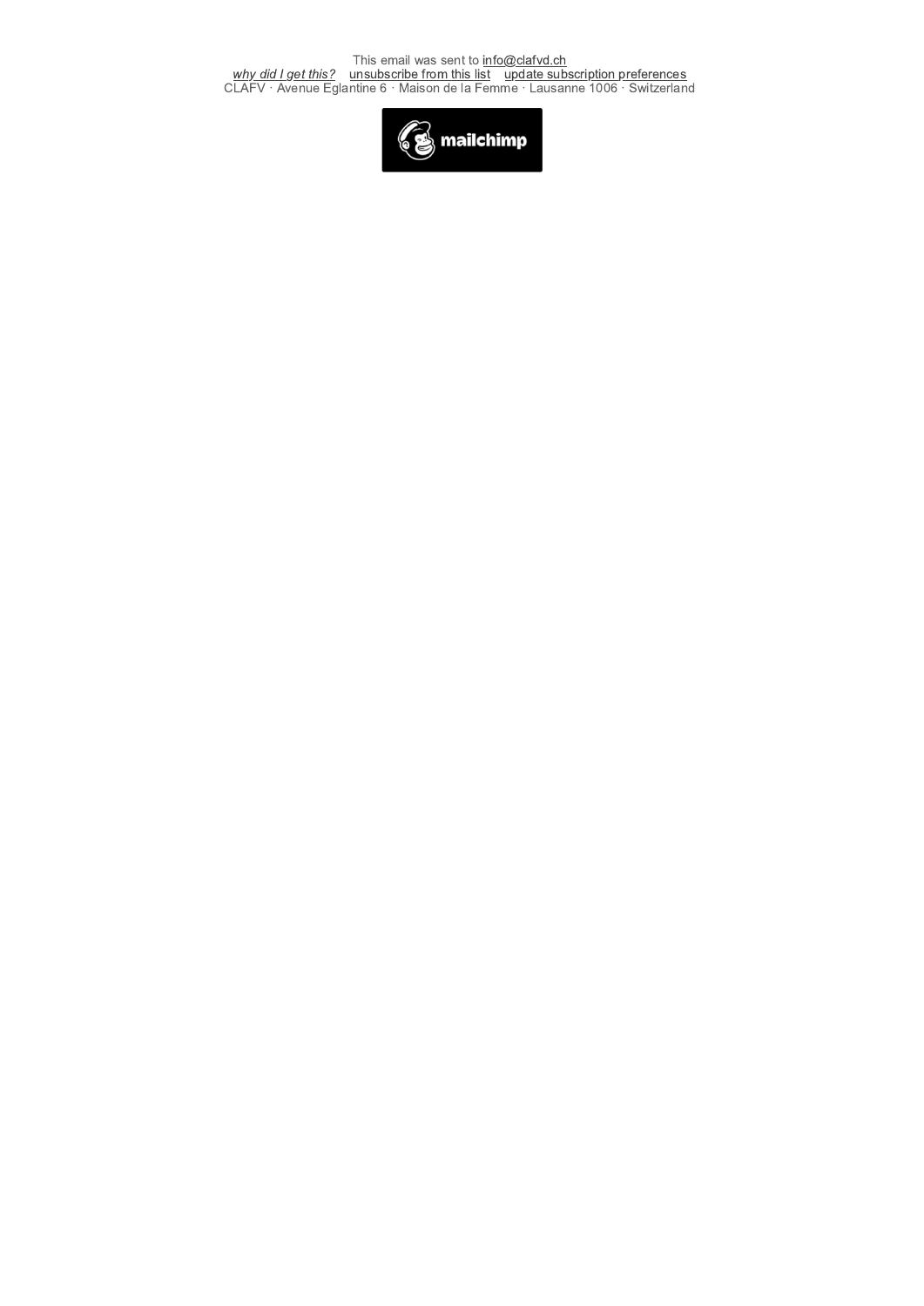This email was sent to info@clafvd.ch

*why did I get this?*    unsubscribe from this list    update subscription preferences

CLAFV · Avenue Eglantine 6 · Maison de la Femme · Lausanne 1006 · Switzerland